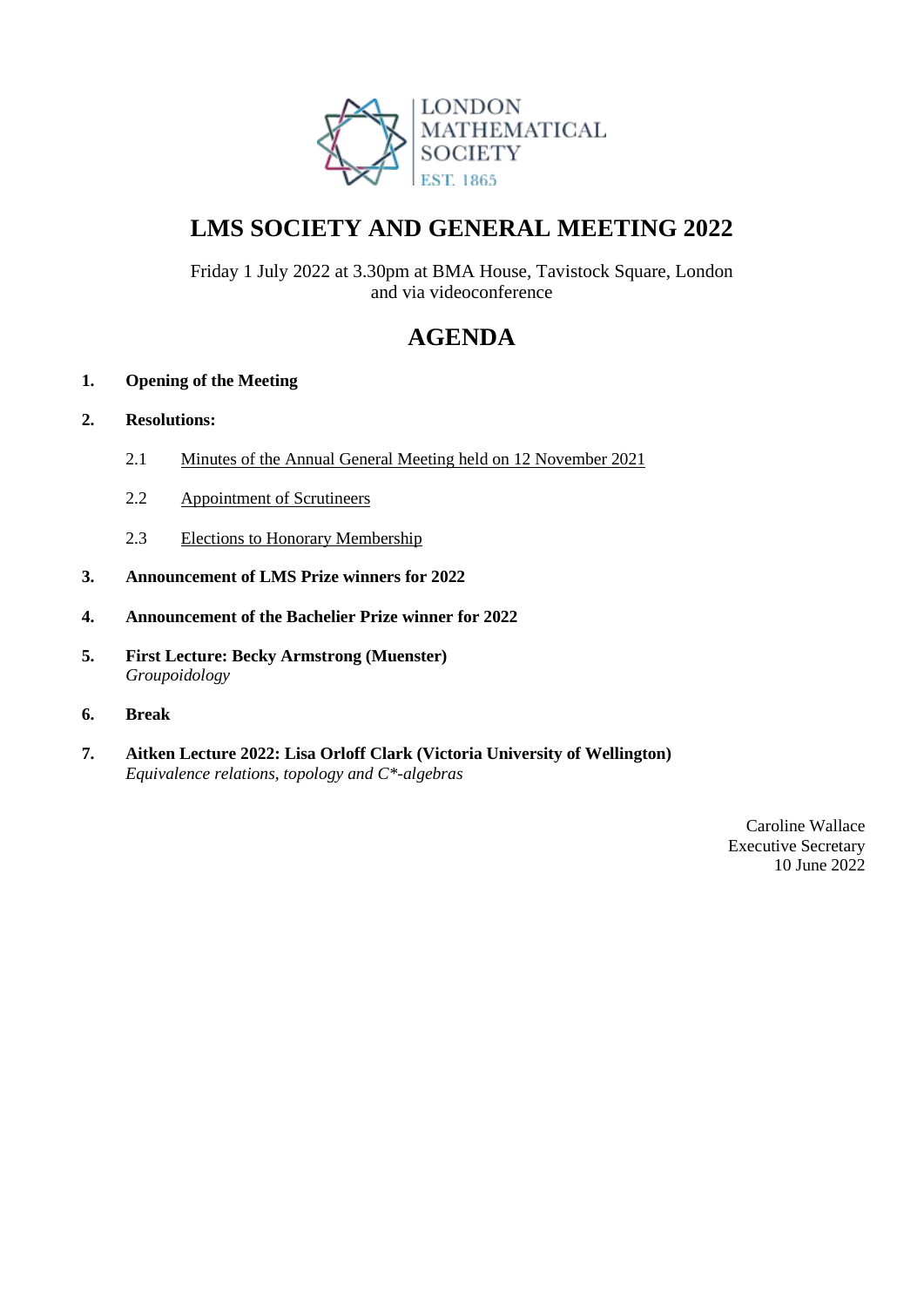LONDON MATHEMATICAL SOCIETY
EST. 1865

# LMS SOCIETY AND GENERAL MEETING 2022

Friday 1 July 2022 at 3.30pm at BMA House, Tavistock Square, London
and via videoconference

# AGENDA

**1. Opening of the Meeting**

**2. Resolutions:**

2.1 Minutes of the Annual General Meeting held on 12 November 2021

2.2 Appointment of Scrutineers

2.3 Elections to Honorary Membership

**3. Announcement of LMS Prize winners for 2022**

**4. Announcement of the Bachelier Prize winner for 2022**

**5. First Lecture: Becky Armstrong (Muenster)**
*Groupoidology*

**6. Break**

**7. Aitken Lecture 2022: Lisa Orloff Clark (Victoria University of Wellington)**
*Equivalence relations, topology and C\*-algebras*

Caroline Wallace
Executive Secretary
10 June 2022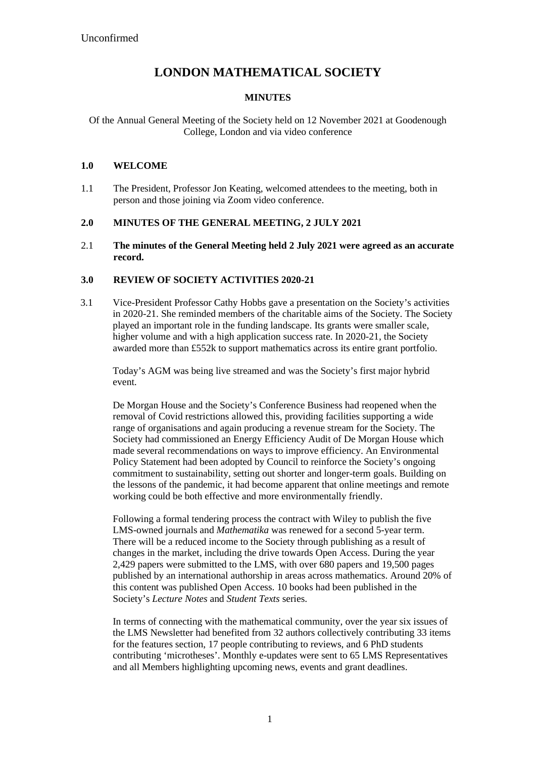Unconfirmed

# LONDON MATHEMATICAL SOCIETY

## MINUTES

Of the Annual General Meeting of the Society held on 12 November 2021 at Goodenough College, London and via video conference

### 1.0 WELCOME

1.1 The President, Professor Jon Keating, welcomed attendees to the meeting, both in person and those joining via Zoom video conference.

### 2.0 MINUTES OF THE GENERAL MEETING, 2 JULY 2021

2.1 **The minutes of the General Meeting held 2 July 2021 were agreed as an accurate record.**

### 3.0 REVIEW OF SOCIETY ACTIVITIES 2020-21

3.1 Vice-President Professor Cathy Hobbs gave a presentation on the Society's activities in 2020-21. She reminded members of the charitable aims of the Society. The Society played an important role in the funding landscape. Its grants were smaller scale, higher volume and with a high application success rate. In 2020-21, the Society awarded more than £552k to support mathematics across its entire grant portfolio.

Today's AGM was being live streamed and was the Society's first major hybrid event.

De Morgan House and the Society's Conference Business had reopened when the removal of Covid restrictions allowed this, providing facilities supporting a wide range of organisations and again producing a revenue stream for the Society. The Society had commissioned an Energy Efficiency Audit of De Morgan House which made several recommendations on ways to improve efficiency. An Environmental Policy Statement had been adopted by Council to reinforce the Society's ongoing commitment to sustainability, setting out shorter and longer-term goals. Building on the lessons of the pandemic, it had become apparent that online meetings and remote working could be both effective and more environmentally friendly.

Following a formal tendering process the contract with Wiley to publish the five LMS-owned journals and *Mathematika* was renewed for a second 5-year term. There will be a reduced income to the Society through publishing as a result of changes in the market, including the drive towards Open Access. During the year 2,429 papers were submitted to the LMS, with over 680 papers and 19,500 pages published by an international authorship in areas across mathematics. Around 20% of this content was published Open Access. 10 books had been published in the Society's *Lecture Notes* and *Student Texts* series.

In terms of connecting with the mathematical community, over the year six issues of the LMS Newsletter had benefited from 32 authors collectively contributing 33 items for the features section, 17 people contributing to reviews, and 6 PhD students contributing 'microtheses'. Monthly e-updates were sent to 65 LMS Representatives and all Members highlighting upcoming news, events and grant deadlines.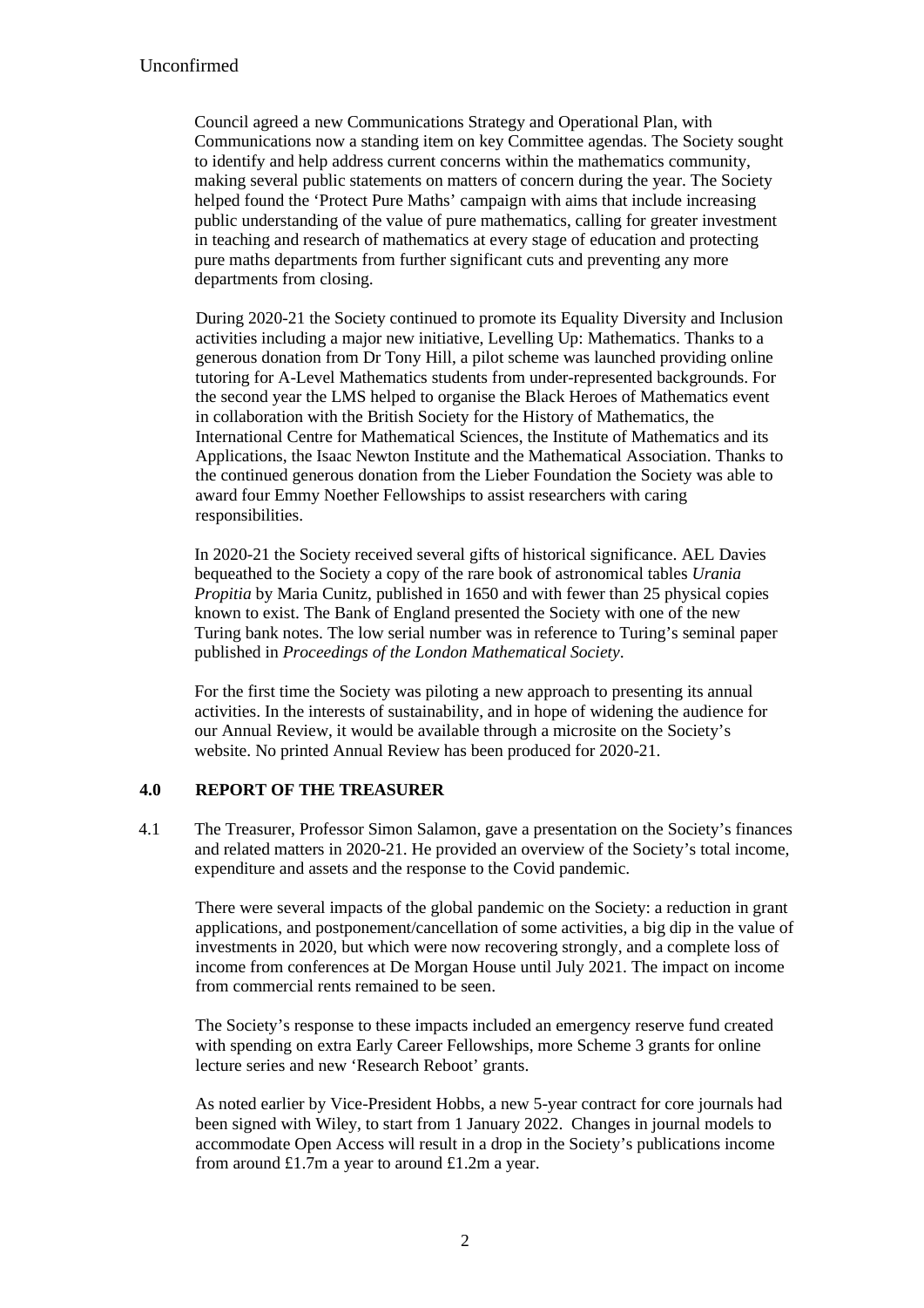Council agreed a new Communications Strategy and Operational Plan, with Communications now a standing item on key Committee agendas. The Society sought to identify and help address current concerns within the mathematics community, making several public statements on matters of concern during the year. The Society helped found the 'Protect Pure Maths' campaign with aims that include increasing public understanding of the value of pure mathematics, calling for greater investment in teaching and research of mathematics at every stage of education and protecting pure maths departments from further significant cuts and preventing any more departments from closing.

During 2020-21 the Society continued to promote its Equality Diversity and Inclusion activities including a major new initiative, Levelling Up: Mathematics. Thanks to a generous donation from Dr Tony Hill, a pilot scheme was launched providing online tutoring for A-Level Mathematics students from under-represented backgrounds. For the second year the LMS helped to organise the Black Heroes of Mathematics event in collaboration with the British Society for the History of Mathematics, the International Centre for Mathematical Sciences, the Institute of Mathematics and its Applications, the Isaac Newton Institute and the Mathematical Association. Thanks to the continued generous donation from the Lieber Foundation the Society was able to award four Emmy Noether Fellowships to assist researchers with caring responsibilities.

In 2020-21 the Society received several gifts of historical significance. AEL Davies bequeathed to the Society a copy of the rare book of astronomical tables *Urania Propitia* by Maria Cunitz, published in 1650 and with fewer than 25 physical copies known to exist. The Bank of England presented the Society with one of the new Turing bank notes. The low serial number was in reference to Turing's seminal paper published in *Proceedings of the London Mathematical Society*.

For the first time the Society was piloting a new approach to presenting its annual activities. In the interests of sustainability, and in hope of widening the audience for our Annual Review, it would be available through a microsite on the Society's website. No printed Annual Review has been produced for 2020-21.

## 4.0 REPORT OF THE TREASURER

4.1 The Treasurer, Professor Simon Salamon, gave a presentation on the Society's finances and related matters in 2020-21. He provided an overview of the Society's total income, expenditure and assets and the response to the Covid pandemic.

There were several impacts of the global pandemic on the Society: a reduction in grant applications, and postponement/cancellation of some activities, a big dip in the value of investments in 2020, but which were now recovering strongly, and a complete loss of income from conferences at De Morgan House until July 2021. The impact on income from commercial rents remained to be seen.

The Society's response to these impacts included an emergency reserve fund created with spending on extra Early Career Fellowships, more Scheme 3 grants for online lecture series and new 'Research Reboot' grants.

As noted earlier by Vice-President Hobbs, a new 5-year contract for core journals had been signed with Wiley, to start from 1 January 2022. Changes in journal models to accommodate Open Access will result in a drop in the Society's publications income from around £1.7m a year to around £1.2m a year.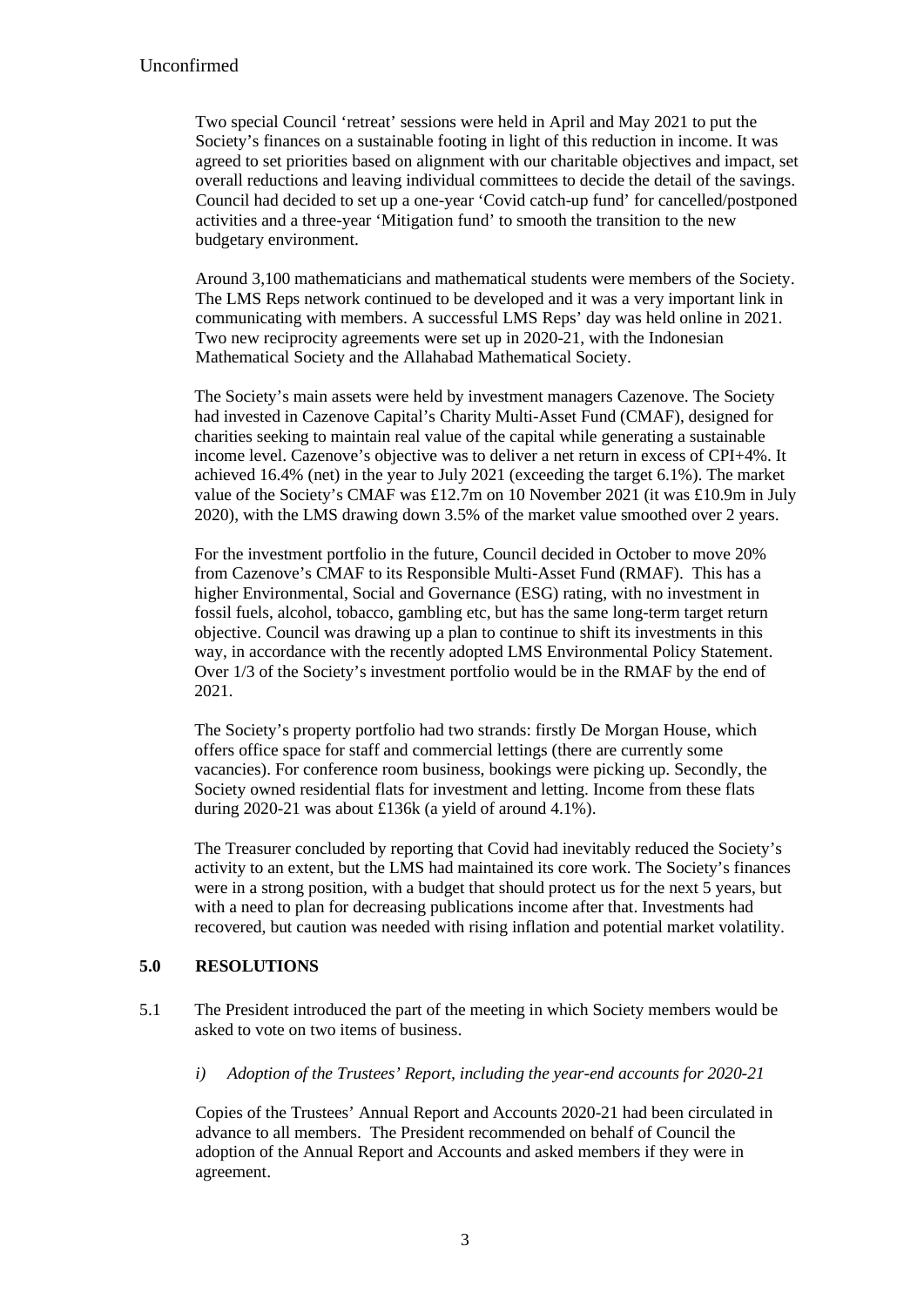Unconfirmed

Two special Council 'retreat' sessions were held in April and May 2021 to put the Society's finances on a sustainable footing in light of this reduction in income. It was agreed to set priorities based on alignment with our charitable objectives and impact, set overall reductions and leaving individual committees to decide the detail of the savings. Council had decided to set up a one-year 'Covid catch-up fund' for cancelled/postponed activities and a three-year 'Mitigation fund' to smooth the transition to the new budgetary environment.

Around 3,100 mathematicians and mathematical students were members of the Society. The LMS Reps network continued to be developed and it was a very important link in communicating with members. A successful LMS Reps' day was held online in 2021. Two new reciprocity agreements were set up in 2020-21, with the Indonesian Mathematical Society and the Allahabad Mathematical Society.

The Society's main assets were held by investment managers Cazenove. The Society had invested in Cazenove Capital's Charity Multi-Asset Fund (CMAF), designed for charities seeking to maintain real value of the capital while generating a sustainable income level. Cazenove's objective was to deliver a net return in excess of CPI+4%. It achieved 16.4% (net) in the year to July 2021 (exceeding the target 6.1%). The market value of the Society's CMAF was £12.7m on 10 November 2021 (it was £10.9m in July 2020), with the LMS drawing down 3.5% of the market value smoothed over 2 years.

For the investment portfolio in the future, Council decided in October to move 20% from Cazenove's CMAF to its Responsible Multi-Asset Fund (RMAF). This has a higher Environmental, Social and Governance (ESG) rating, with no investment in fossil fuels, alcohol, tobacco, gambling etc, but has the same long-term target return objective. Council was drawing up a plan to continue to shift its investments in this way, in accordance with the recently adopted LMS Environmental Policy Statement. Over 1/3 of the Society's investment portfolio would be in the RMAF by the end of 2021.

The Society's property portfolio had two strands: firstly De Morgan House, which offers office space for staff and commercial lettings (there are currently some vacancies). For conference room business, bookings were picking up. Secondly, the Society owned residential flats for investment and letting. Income from these flats during 2020-21 was about £136k (a yield of around 4.1%).

The Treasurer concluded by reporting that Covid had inevitably reduced the Society's activity to an extent, but the LMS had maintained its core work. The Society's finances were in a strong position, with a budget that should protect us for the next 5 years, but with a need to plan for decreasing publications income after that. Investments had recovered, but caution was needed with rising inflation and potential market volatility.

## 5.0 RESOLUTIONS

5.1 The President introduced the part of the meeting in which Society members would be asked to vote on two items of business.

*i) Adoption of the Trustees' Report, including the year-end accounts for 2020-21*

Copies of the Trustees' Annual Report and Accounts 2020-21 had been circulated in advance to all members. The President recommended on behalf of Council the adoption of the Annual Report and Accounts and asked members if they were in agreement.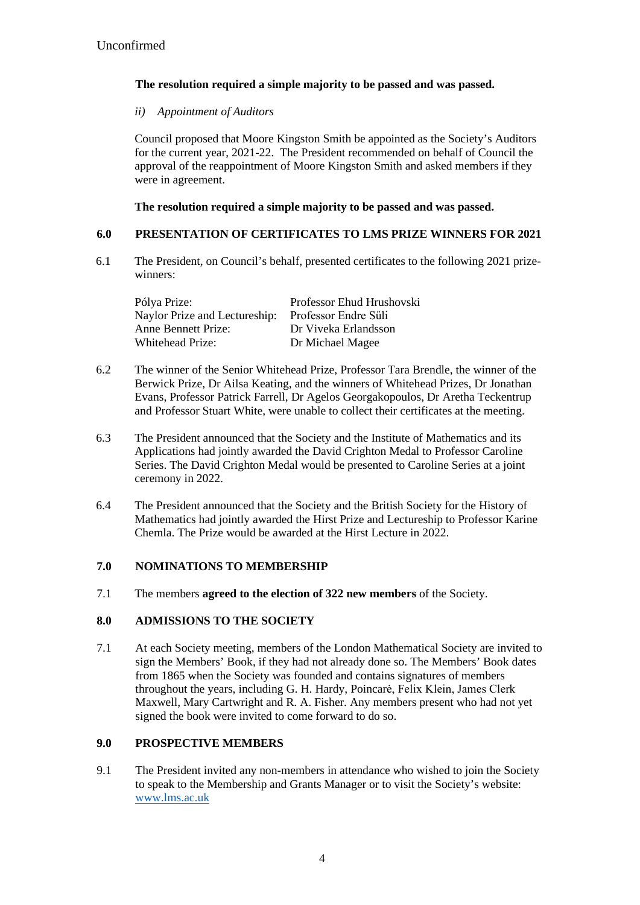Unconfirmed

**The resolution required a simple majority to be passed and was passed.**

*ii) Appointment of Auditors*

Council proposed that Moore Kingston Smith be appointed as the Society's Auditors for the current year, 2021-22. The President recommended on behalf of Council the approval of the reappointment of Moore Kingston Smith and asked members if they were in agreement.

**The resolution required a simple majority to be passed and was passed.**

## 6.0 PRESENTATION OF CERTIFICATES TO LMS PRIZE WINNERS FOR 2021

6.1 The President, on Council's behalf, presented certificates to the following 2021 prize-winners:

| | |
|---|---|
| Pólya Prize: | Professor Ehud Hrushovski |
| Naylor Prize and Lectureship: | Professor Endre Süli |
| Anne Bennett Prize: | Dr Viveka Erlandsson |
| Whitehead Prize: | Dr Michael Magee |

6.2 The winner of the Senior Whitehead Prize, Professor Tara Brendle, the winner of the Berwick Prize, Dr Ailsa Keating, and the winners of Whitehead Prizes, Dr Jonathan Evans, Professor Patrick Farrell, Dr Agelos Georgakopoulos, Dr Aretha Teckentrup and Professor Stuart White, were unable to collect their certificates at the meeting.

6.3 The President announced that the Society and the Institute of Mathematics and its Applications had jointly awarded the David Crighton Medal to Professor Caroline Series. The David Crighton Medal would be presented to Caroline Series at a joint ceremony in 2022.

6.4 The President announced that the Society and the British Society for the History of Mathematics had jointly awarded the Hirst Prize and Lectureship to Professor Karine Chemla. The Prize would be awarded at the Hirst Lecture in 2022.

## 7.0 NOMINATIONS TO MEMBERSHIP

7.1 The members **agreed to the election of 322 new members** of the Society.

## 8.0 ADMISSIONS TO THE SOCIETY

7.1 At each Society meeting, members of the London Mathematical Society are invited to sign the Members' Book, if they had not already done so. The Members' Book dates from 1865 when the Society was founded and contains signatures of members throughout the years, including G. H. Hardy, Poincarė, Felix Klein, James Clerk Maxwell, Mary Cartwright and R. A. Fisher. Any members present who had not yet signed the book were invited to come forward to do so.

## 9.0 PROSPECTIVE MEMBERS

9.1 The President invited any non-members in attendance who wished to join the Society to speak to the Membership and Grants Manager or to visit the Society's website: www.lms.ac.uk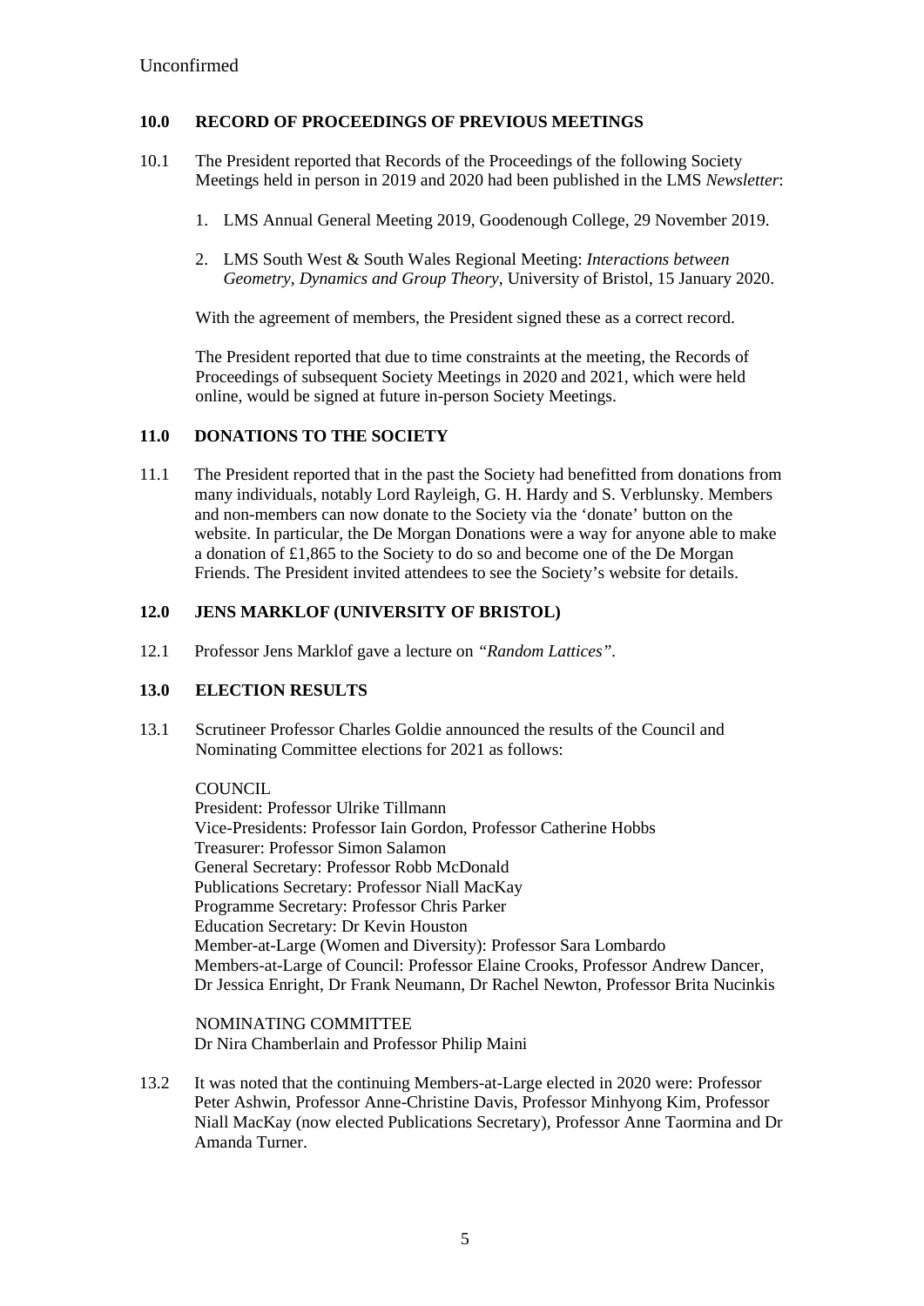Unconfirmed

## 10.0 RECORD OF PROCEEDINGS OF PREVIOUS MEETINGS

10.1 The President reported that Records of the Proceedings of the following Society Meetings held in person in 2019 and 2020 had been published in the LMS *Newsletter*:

1. LMS Annual General Meeting 2019, Goodenough College, 29 November 2019.
2. LMS South West & South Wales Regional Meeting: *Interactions between Geometry, Dynamics and Group Theory*, University of Bristol, 15 January 2020.

With the agreement of members, the President signed these as a correct record.

The President reported that due to time constraints at the meeting, the Records of Proceedings of subsequent Society Meetings in 2020 and 2021, which were held online, would be signed at future in-person Society Meetings.

## 11.0 DONATIONS TO THE SOCIETY

11.1 The President reported that in the past the Society had benefitted from donations from many individuals, notably Lord Rayleigh, G. H. Hardy and S. Verblunsky. Members and non-members can now donate to the Society via the 'donate' button on the website. In particular, the De Morgan Donations were a way for anyone able to make a donation of £1,865 to the Society to do so and become one of the De Morgan Friends. The President invited attendees to see the Society's website for details.

## 12.0 JENS MARKLOF (UNIVERSITY OF BRISTOL)

12.1 Professor Jens Marklof gave a lecture on *"Random Lattices"*.

## 13.0 ELECTION RESULTS

13.1 Scrutineer Professor Charles Goldie announced the results of the Council and Nominating Committee elections for 2021 as follows:

COUNCIL
President: Professor Ulrike Tillmann
Vice-Presidents: Professor Iain Gordon, Professor Catherine Hobbs
Treasurer: Professor Simon Salamon
General Secretary: Professor Robb McDonald
Publications Secretary: Professor Niall MacKay
Programme Secretary: Professor Chris Parker
Education Secretary: Dr Kevin Houston
Member-at-Large (Women and Diversity): Professor Sara Lombardo
Members-at-Large of Council: Professor Elaine Crooks, Professor Andrew Dancer, Dr Jessica Enright, Dr Frank Neumann, Dr Rachel Newton, Professor Brita Nucinkis

NOMINATING COMMITTEE
Dr Nira Chamberlain and Professor Philip Maini

13.2 It was noted that the continuing Members-at-Large elected in 2020 were: Professor Peter Ashwin, Professor Anne-Christine Davis, Professor Minhyong Kim, Professor Niall MacKay (now elected Publications Secretary), Professor Anne Taormina and Dr Amanda Turner.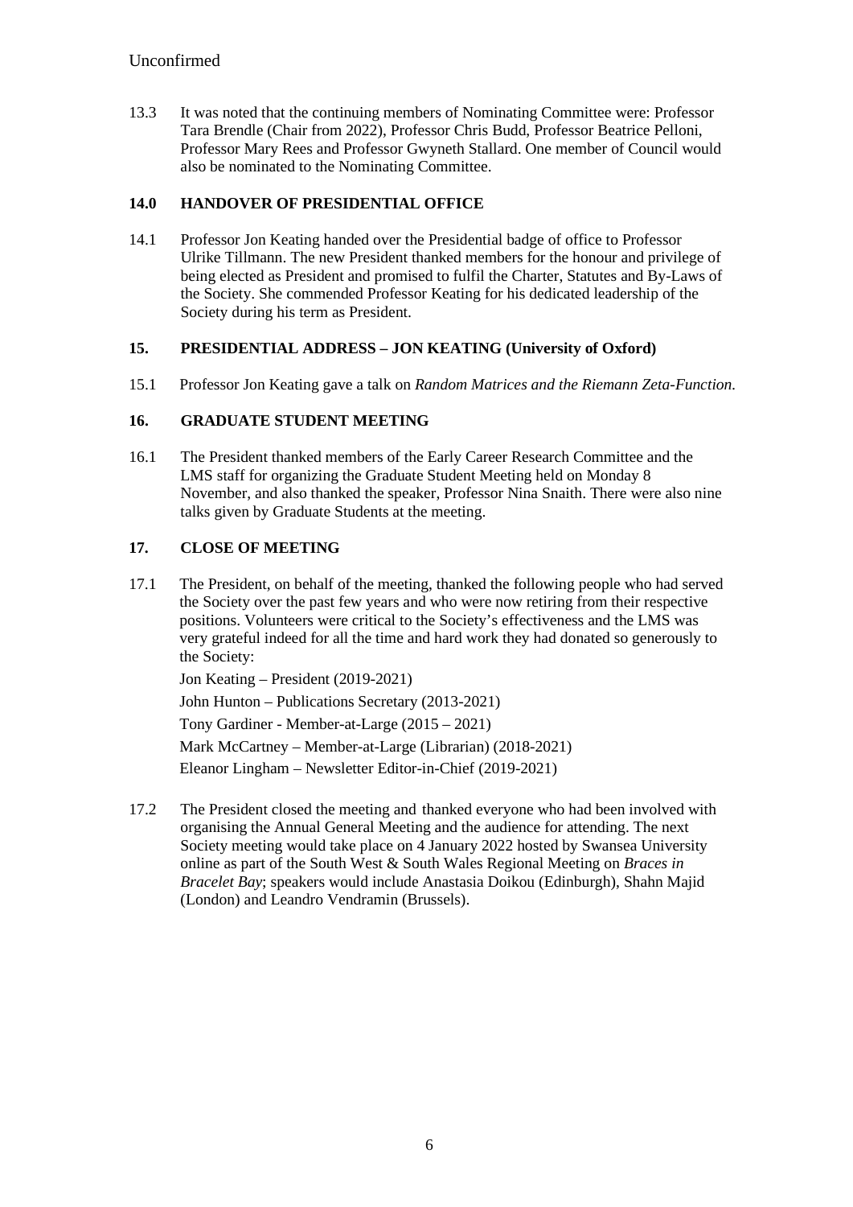Unconfirmed

13.3 It was noted that the continuing members of Nominating Committee were: Professor Tara Brendle (Chair from 2022), Professor Chris Budd, Professor Beatrice Pelloni, Professor Mary Rees and Professor Gwyneth Stallard. One member of Council would also be nominated to the Nominating Committee.

## 14.0 HANDOVER OF PRESIDENTIAL OFFICE

14.1 Professor Jon Keating handed over the Presidential badge of office to Professor Ulrike Tillmann. The new President thanked members for the honour and privilege of being elected as President and promised to fulfil the Charter, Statutes and By-Laws of the Society. She commended Professor Keating for his dedicated leadership of the Society during his term as President.

## 15. PRESIDENTIAL ADDRESS – JON KEATING (University of Oxford)

15.1 Professor Jon Keating gave a talk on *Random Matrices and the Riemann Zeta-Function*.

## 16. GRADUATE STUDENT MEETING

16.1 The President thanked members of the Early Career Research Committee and the LMS staff for organizing the Graduate Student Meeting held on Monday 8 November, and also thanked the speaker, Professor Nina Snaith. There were also nine talks given by Graduate Students at the meeting.

## 17. CLOSE OF MEETING

17.1 The President, on behalf of the meeting, thanked the following people who had served the Society over the past few years and who were now retiring from their respective positions. Volunteers were critical to the Society's effectiveness and the LMS was very grateful indeed for all the time and hard work they had donated so generously to the Society:

Jon Keating – President (2019-2021)

John Hunton – Publications Secretary (2013-2021)

Tony Gardiner - Member-at-Large (2015 – 2021)

Mark McCartney – Member-at-Large (Librarian) (2018-2021)

Eleanor Lingham – Newsletter Editor-in-Chief (2019-2021)

17.2 The President closed the meeting and thanked everyone who had been involved with organising the Annual General Meeting and the audience for attending. The next Society meeting would take place on 4 January 2022 hosted by Swansea University online as part of the South West & South Wales Regional Meeting on *Braces in Bracelet Bay*; speakers would include Anastasia Doikou (Edinburgh), Shahn Majid (London) and Leandro Vendramin (Brussels).